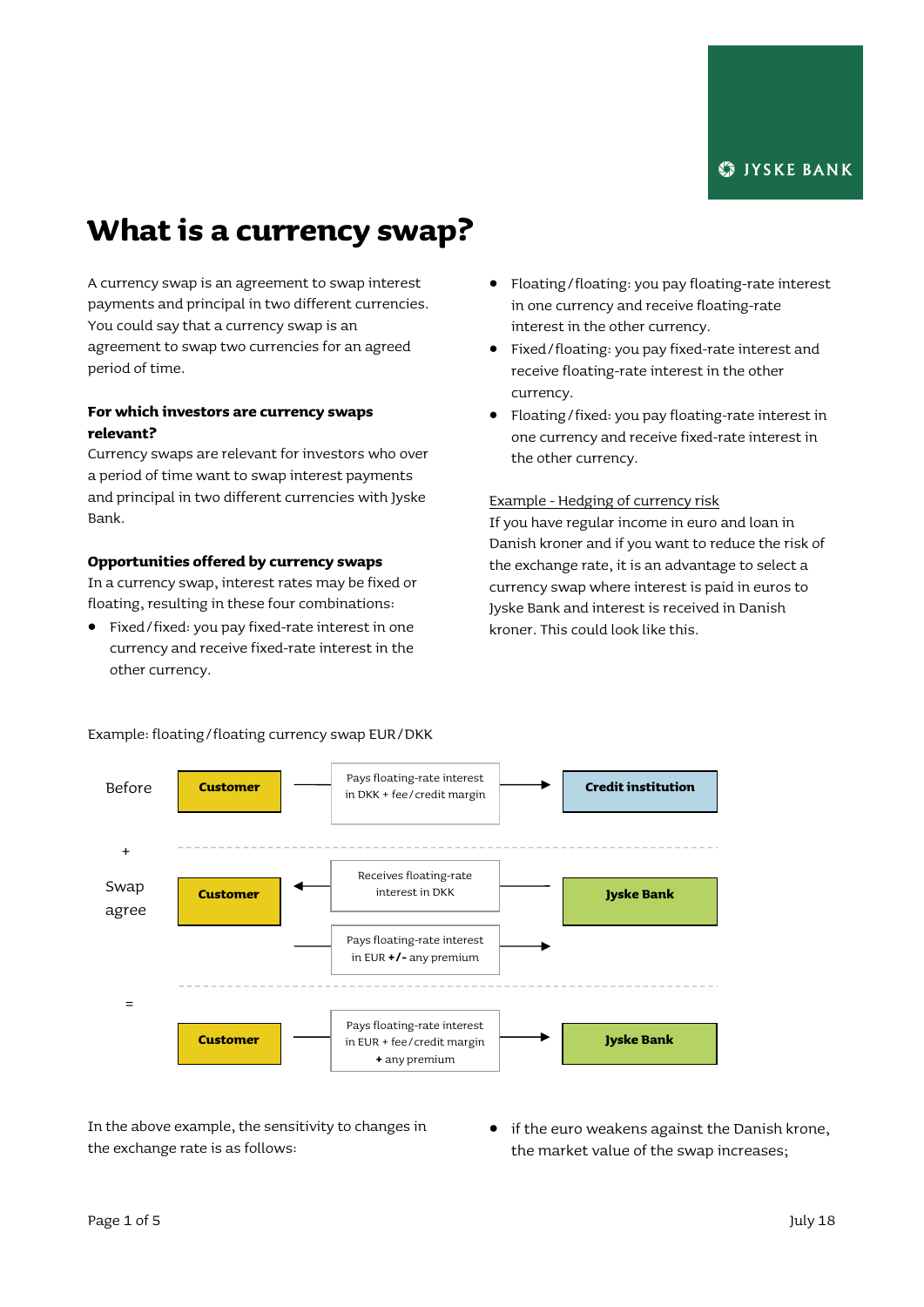# What is a currency swap?

A currency swap is an agreement to swap interest payments and principal in two different currencies. You could say that a currency swap is an agreement to swap two currencies for an agreed period of time.

**For which investors are currency swaps relevant?**

Currency swaps are relevant for investors who over a period of time want to swap interest payments and principal in two different currencies with Jyske Bank.

**Opportunities offered by currency swaps**

In a currency swap, interest rates may be fixed or floating, resulting in these four combinations:

- Fixed / fixed: you pay fixed-rate interest in one currency and receive fixed-rate interest in the other currency.
- Floating / floating: you pay floating-rate interest in one currency and receive floating-rate interest in the other currency.
- Fixed / floating: you pay fixed-rate interest and receive floating-rate interest in the other currency.
- Floating / fixed: you pay floating-rate interest in one currency and receive fixed-rate interest in the other currency.

Example - Hedging of currency risk

If you have regular income in euro and loan in Danish kroner and if you want to reduce the risk of the exchange rate, it is an advantage to select a currency swap where interest is paid in euros to Jyske Bank and interest is received in Danish kroner. This could look like this.

Example: floating / floating currency swap EUR / DKK

| | | | | |
|---|---|---|---|---|
| Before | **Customer** | → Pays floating-rate interest in DKK + fee / credit margin → | | **Credit institution** |
| + | | | | |
| Swap agree | **Customer** | ← Receives floating-rate interest in DKK ← | | **Jyske Bank** |
| | | → Pays floating-rate interest in EUR **+/-** any premium → | | |
| = | | | | |
| | **Customer** | → Pays floating-rate interest in DKK + fee / credit margin **+** any premium → | | **Jyske Bank** |

In the above example, the sensitivity to changes in the exchange rate is as follows:

- if the euro weakens against the Danish krone, the market value of the swap increases;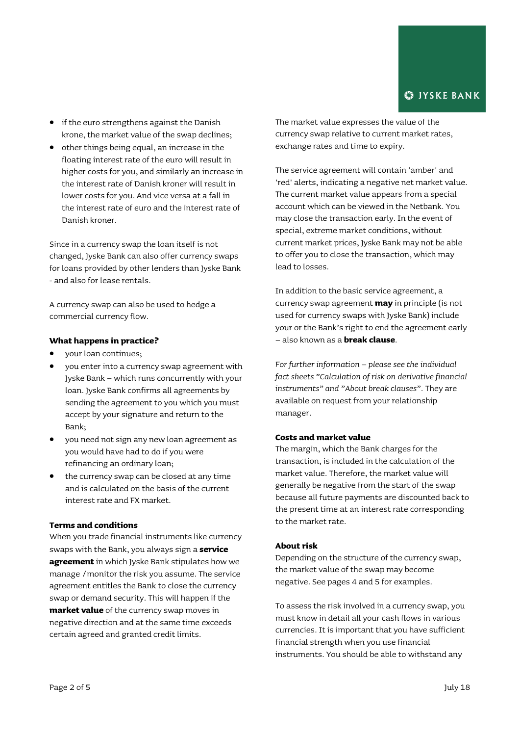- if the euro strengthens against the Danish krone, the market value of the swap declines;
- other things being equal, an increase in the floating interest rate of the euro will result in higher costs for you, and similarly an increase in the interest rate of Danish kroner will result in lower costs for you. And vice versa at a fall in the interest rate of euro and the interest rate of Danish kroner.

Since in a currency swap the loan itself is not changed, Jyske Bank can also offer currency swaps for loans provided by other lenders than Jyske Bank - and also for lease rentals.

A currency swap can also be used to hedge a commercial currency flow.

**What happens in practice?**

- your loan continues;
- you enter into a currency swap agreement with Jyske Bank – which runs concurrently with your loan. Jyske Bank confirms all agreements by sending the agreement to you which you must accept by your signature and return to the Bank;
- you need not sign any new loan agreement as you would have had to do if you were refinancing an ordinary loan;
- the currency swap can be closed at any time and is calculated on the basis of the current interest rate and FX market.

**Terms and conditions**

When you trade financial instruments like currency swaps with the Bank, you always sign a **service agreement** in which Jyske Bank stipulates how we manage /monitor the risk you assume. The service agreement entitles the Bank to close the currency swap or demand security. This will happen if the **market value** of the currency swap moves in negative direction and at the same time exceeds certain agreed and granted credit limits.

The market value expresses the value of the currency swap relative to current market rates, exchange rates and time to expiry.

The service agreement will contain 'amber' and 'red' alerts, indicating a negative net market value. The current market value appears from a special account which can be viewed in the Netbank. You may close the transaction early. In the event of special, extreme market conditions, without current market prices, Jyske Bank may not be able to offer you to close the transaction, which may lead to losses.

In addition to the basic service agreement, a currency swap agreement **may** in principle (is not used for currency swaps with Jyske Bank) include your or the Bank's right to end the agreement early – also known as a **break clause**.

*For further information – please see the individual fact sheets "Calculation of risk on derivative financial instruments" and "About break clauses"*. They are available on request from your relationship manager.

**Costs and market value**

The margin, which the Bank charges for the transaction, is included in the calculation of the market value. Therefore, the market value will generally be negative from the start of the swap because all future payments are discounted back to the present time at an interest rate corresponding to the market rate.

**About risk**

Depending on the structure of the currency swap, the market value of the swap may become negative. See pages 4 and 5 for examples.

To assess the risk involved in a currency swap, you must know in detail all your cash flows in various currencies. It is important that you have sufficient financial strength when you use financial instruments. You should be able to withstand any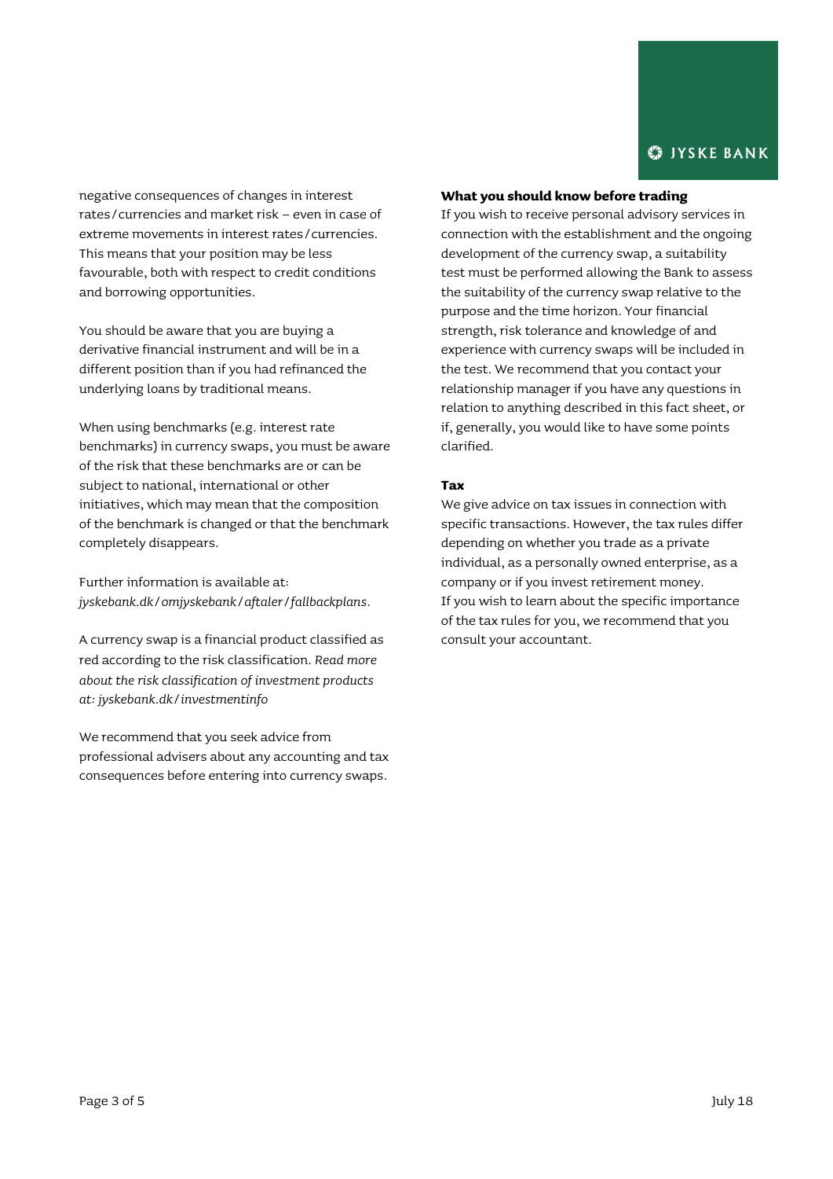negative consequences of changes in interest rates / currencies and market risk – even in case of extreme movements in interest rates / currencies. This means that your position may be less favourable, both with respect to credit conditions and borrowing opportunities.

You should be aware that you are buying a derivative financial instrument and will be in a different position than if you had refinanced the underlying loans by traditional means.

When using benchmarks (e.g. interest rate benchmarks) in currency swaps, you must be aware of the risk that these benchmarks are or can be subject to national, international or other initiatives, which may mean that the composition of the benchmark is changed or that the benchmark completely disappears.

Further information is available at: *jyskebank.dk / omjyskebank / aftaler / fallbackplans*.

A currency swap is a financial product classified as red according to the risk classification. *Read more about the risk classification of investment products at: jyskebank.dk / investmentinfo*

We recommend that you seek advice from professional advisers about any accounting and tax consequences before entering into currency swaps.

**What you should know before trading**

If you wish to receive personal advisory services in connection with the establishment and the ongoing development of the currency swap, a suitability test must be performed allowing the Bank to assess the suitability of the currency swap relative to the purpose and the time horizon. Your financial strength, risk tolerance and knowledge of and experience with currency swaps will be included in the test. We recommend that you contact your relationship manager if you have any questions in relation to anything described in this fact sheet, or if, generally, you would like to have some points clarified.

**Tax**

We give advice on tax issues in connection with specific transactions. However, the tax rules differ depending on whether you trade as a private individual, as a personally owned enterprise, as a company or if you invest retirement money.
If you wish to learn about the specific importance of the tax rules for you, we recommend that you consult your accountant.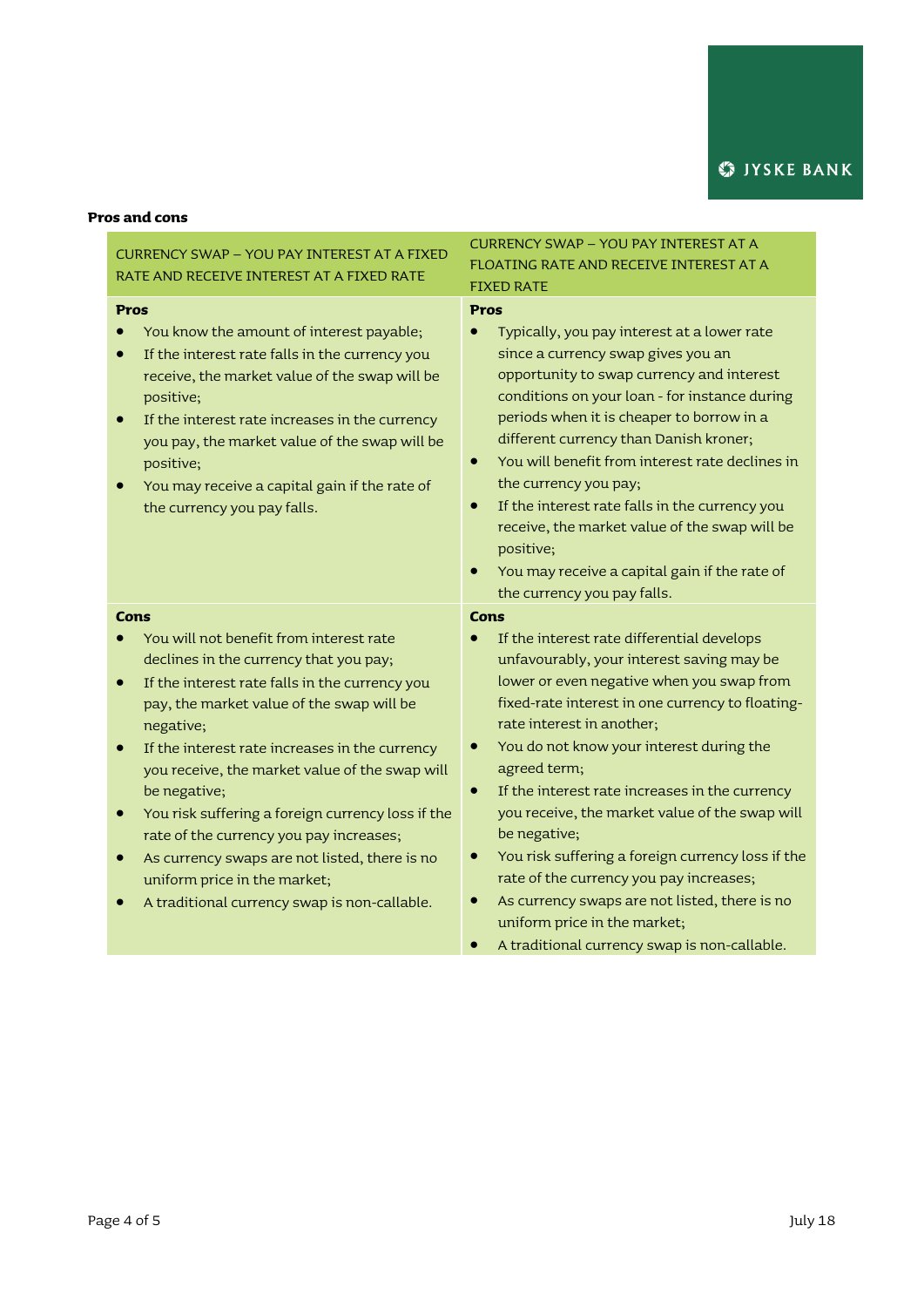**Pros and cons**

| CURRENCY SWAP – YOU PAY INTEREST AT A FIXED RATE AND RECEIVE INTEREST AT A FIXED RATE | CURRENCY SWAP – YOU PAY INTEREST AT A FLOATING RATE AND RECEIVE INTEREST AT A FIXED RATE |
|---|---|
| **Pros**<br>• You know the amount of interest payable;<br>• If the interest rate falls in the currency you receive, the market value of the swap will be positive;<br>• If the interest rate increases in the currency you pay, the market value of the swap will be positive;<br>• You may receive a capital gain if the rate of the currency you pay falls. | **Pros**<br>• Typically, you pay interest at a lower rate since a currency swap gives you an opportunity to swap currency and interest conditions on your loan - for instance during periods when it is cheaper to borrow in a different currency than Danish kroner;<br>• You will benefit from interest rate declines in the currency you pay;<br>• If the interest rate falls in the currency you receive, the market value of the swap will be positive;<br>• You may receive a capital gain if the rate of the currency you pay falls. |
| **Cons**<br>• You will not benefit from interest rate declines in the currency that you pay;<br>• If the interest rate falls in the currency you pay, the market value of the swap will be negative;<br>• If the interest rate increases in the currency you receive, the market value of the swap will be negative;<br>• You risk suffering a foreign currency loss if the rate of the currency you pay increases;<br>• As currency swaps are not listed, there is no uniform price in the market;<br>• A traditional currency swap is non-callable. | **Cons**<br>• If the interest rate differential develops unfavourably, your interest saving may be lower or even negative when you swap from fixed-rate interest in one currency to floating-rate interest in another;<br>• You do not know your interest during the agreed term;<br>• If the interest rate increases in the currency you receive, the market value of the swap will be negative;<br>• You risk suffering a foreign currency loss if the rate of the currency you pay increases;<br>• As currency swaps are not listed, there is no uniform price in the market;<br>• A traditional currency swap is non-callable. |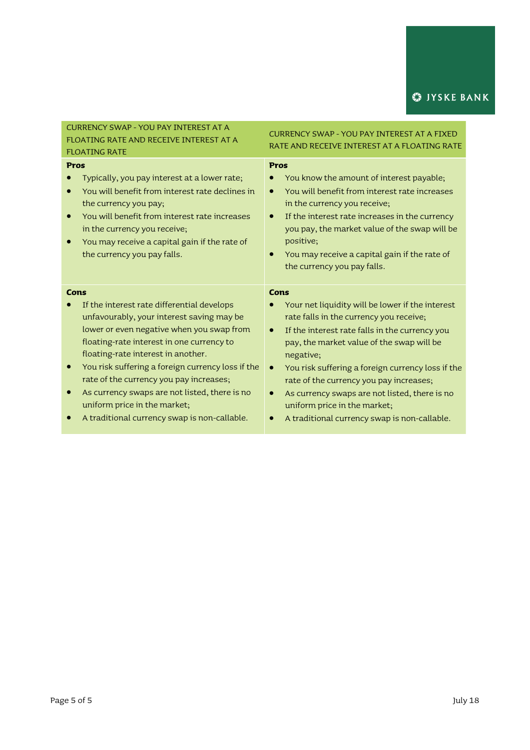| CURRENCY SWAP - YOU PAY INTEREST AT A FLOATING RATE AND RECEIVE INTEREST AT A FLOATING RATE | CURRENCY SWAP - YOU PAY INTEREST AT A FIXED RATE AND RECEIVE INTEREST AT A FLOATING RATE |
|---|---|
| **Pros**<br>• Typically, you pay interest at a lower rate;<br>• You will benefit from interest rate declines in the currency you pay;<br>• You will benefit from interest rate increases in the currency you receive;<br>• You may receive a capital gain if the rate of the currency you pay falls. | **Pros**<br>• You know the amount of interest payable;<br>• You will benefit from interest rate increases in the currency you receive;<br>• If the interest rate increases in the currency you pay, the market value of the swap will be positive;<br>• You may receive a capital gain if the rate of the currency you pay falls. |
| **Cons**<br>• If the interest rate differential develops unfavourably, your interest saving may be lower or even negative when you swap from floating-rate interest in one currency to floating-rate interest in another.<br>• You risk suffering a foreign currency loss if the rate of the currency you pay increases;<br>• As currency swaps are not listed, there is no uniform price in the market;<br>• A traditional currency swap is non-callable. | **Cons**<br>• Your net liquidity will be lower if the interest rate falls in the currency you receive;<br>• If the interest rate falls in the currency you pay, the market value of the swap will be negative;<br>• You risk suffering a foreign currency loss if the rate of the currency you pay increases;<br>• As currency swaps are not listed, there is no uniform price in the market;<br>• A traditional currency swap is non-callable. |